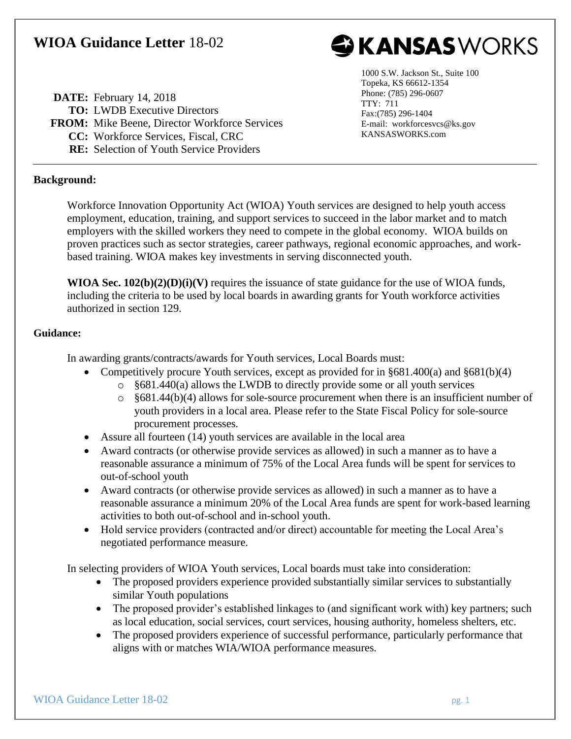# WIOA Guidance Letter 18-02

**KANSASWORKS**

1000 S.W. Jackson St., Suite 100
Topeka, KS 66612-1354
Phone: (785) 296-0607
TTY: 711
Fax:(785) 296-1404
E-mail: workforcesvcs@ks.gov
KANSASWORKS.com

**DATE:** February 14, 2018
**TO:** LWDB Executive Directors
**FROM:** Mike Beene, Director Workforce Services
**CC:** Workforce Services, Fiscal, CRC
**RE:** Selection of Youth Service Providers

---

**Background:**

Workforce Innovation Opportunity Act (WIOA) Youth services are designed to help youth access employment, education, training, and support services to succeed in the labor market and to match employers with the skilled workers they need to compete in the global economy. WIOA builds on proven practices such as sector strategies, career pathways, regional economic approaches, and work-based training. WIOA makes key investments in serving disconnected youth.

**WIOA Sec. 102(b)(2)(D)(i)(V)** requires the issuance of state guidance for the use of WIOA funds, including the criteria to be used by local boards in awarding grants for Youth workforce activities authorized in section 129.

**Guidance:**

In awarding grants/contracts/awards for Youth services, Local Boards must:

- Competitively procure Youth services, except as provided for in §681.400(a) and §681(b)(4)
  - §681.440(a) allows the LWDB to directly provide some or all youth services
  - §681.44(b)(4) allows for sole-source procurement when there is an insufficient number of youth providers in a local area. Please refer to the State Fiscal Policy for sole-source procurement processes.
- Assure all fourteen (14) youth services are available in the local area
- Award contracts (or otherwise provide services as allowed) in such a manner as to have a reasonable assurance a minimum of 75% of the Local Area funds will be spent for services to out-of-school youth
- Award contracts (or otherwise provide services as allowed) in such a manner as to have a reasonable assurance a minimum 20% of the Local Area funds are spent for work-based learning activities to both out-of-school and in-school youth.
- Hold service providers (contracted and/or direct) accountable for meeting the Local Area's negotiated performance measure.

In selecting providers of WIOA Youth services, Local boards must take into consideration:

- The proposed providers experience provided substantially similar services to substantially similar Youth populations
- The proposed provider's established linkages to (and significant work with) key partners; such as local education, social services, court services, housing authority, homeless shelters, etc.
- The proposed providers experience of successful performance, particularly performance that aligns with or matches WIA/WIOA performance measures.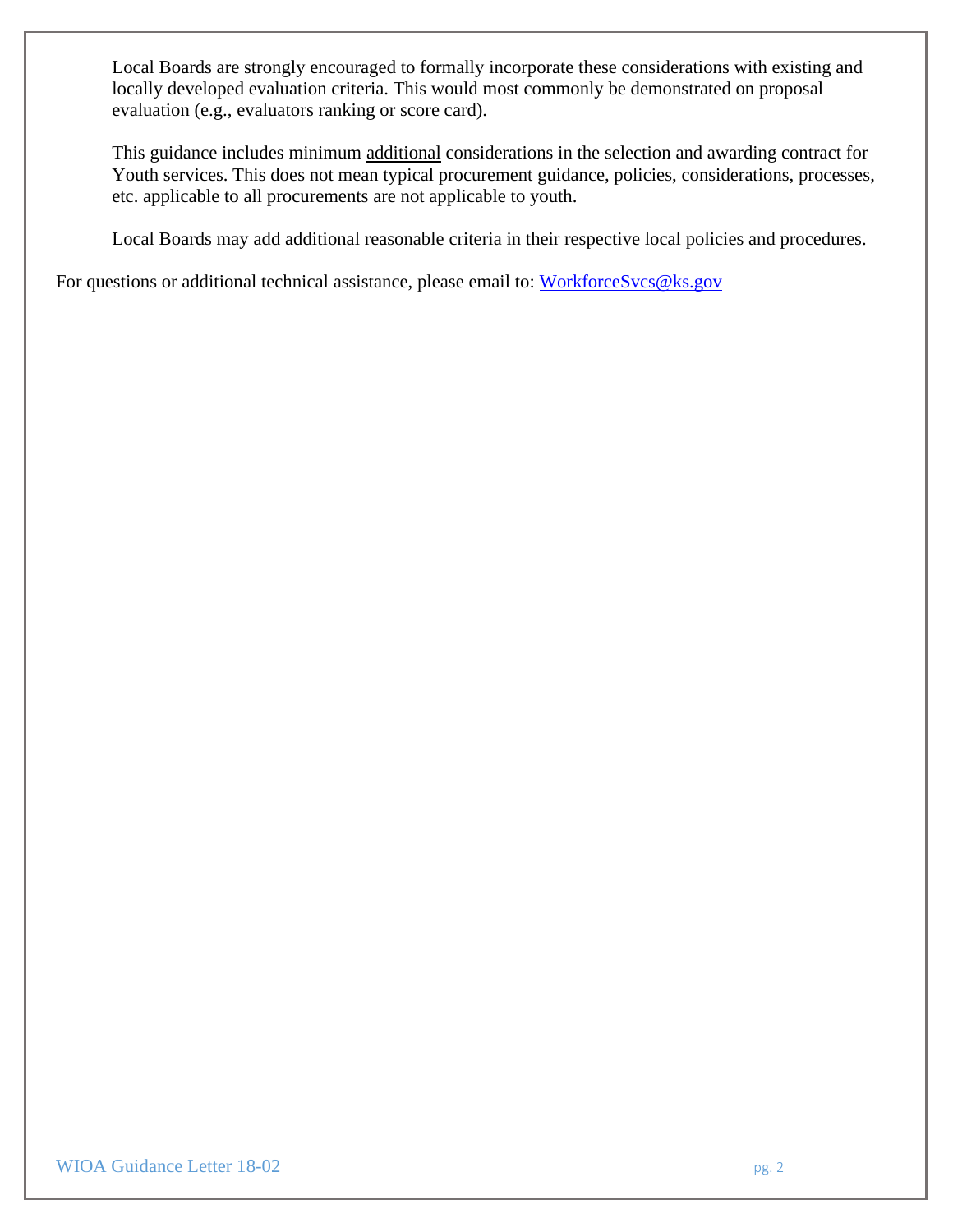Local Boards are strongly encouraged to formally incorporate these considerations with existing and locally developed evaluation criteria. This would most commonly be demonstrated on proposal evaluation (e.g., evaluators ranking or score card).

This guidance includes minimum additional considerations in the selection and awarding contract for Youth services. This does not mean typical procurement guidance, policies, considerations, processes, etc. applicable to all procurements are not applicable to youth.

Local Boards may add additional reasonable criteria in their respective local policies and procedures.

For questions or additional technical assistance, please email to: WorkforceSvcs@ks.gov